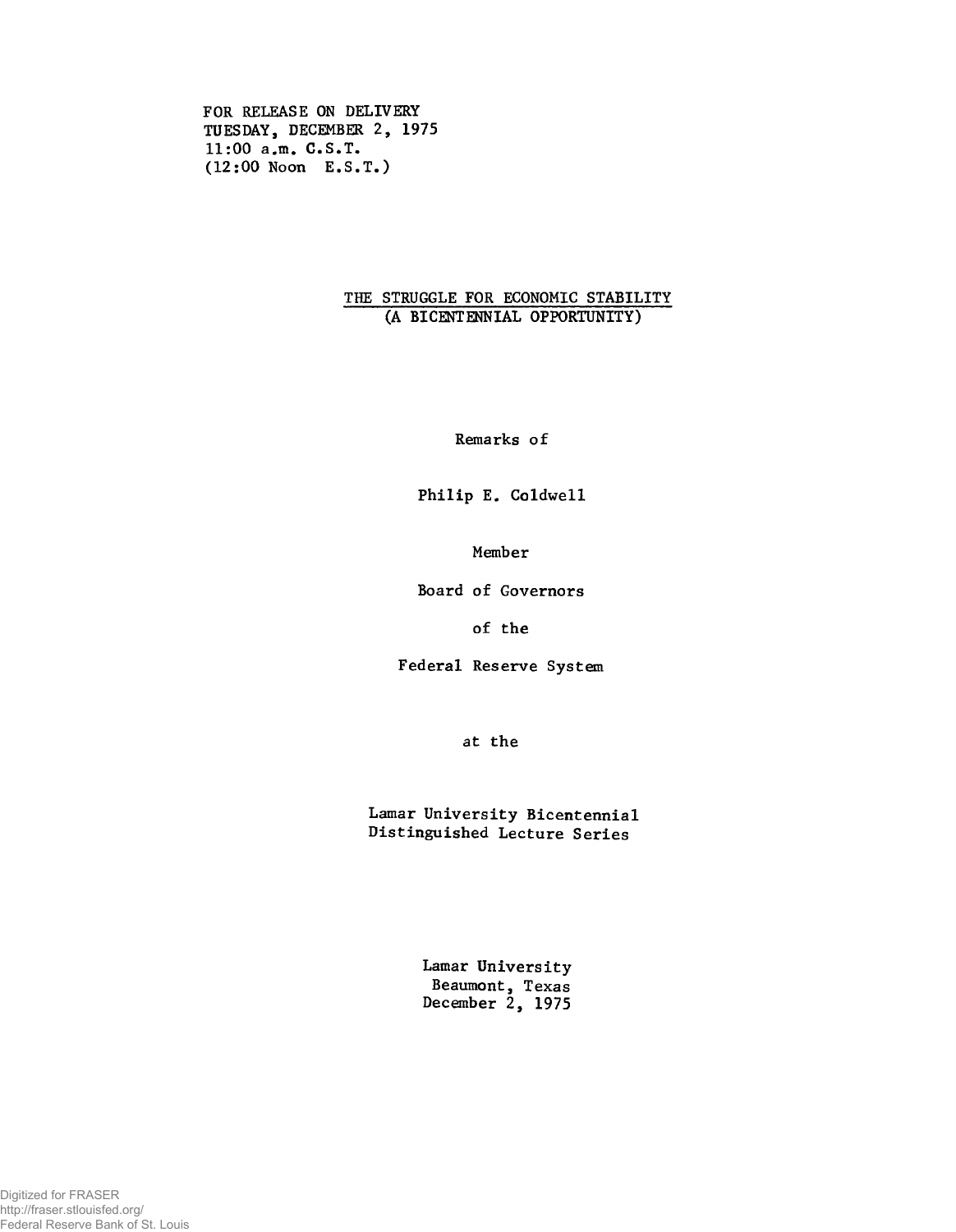FOR RELEASE ON DELIVERY
TUESDAY, DECEMBER 2, 1975
11:00 a.m. C.S.T.
(12:00 Noon E.S.T.)

# THE STRUGGLE FOR ECONOMIC STABILITY
## (A BICENTENNIAL OPPORTUNITY)

Remarks of

Philip E. Coldwell

Member

Board of Governors

of the

Federal Reserve System

at the

Lamar University Bicentennial
Distinguished Lecture Series

Lamar University
Beaumont, Texas
December 2, 1975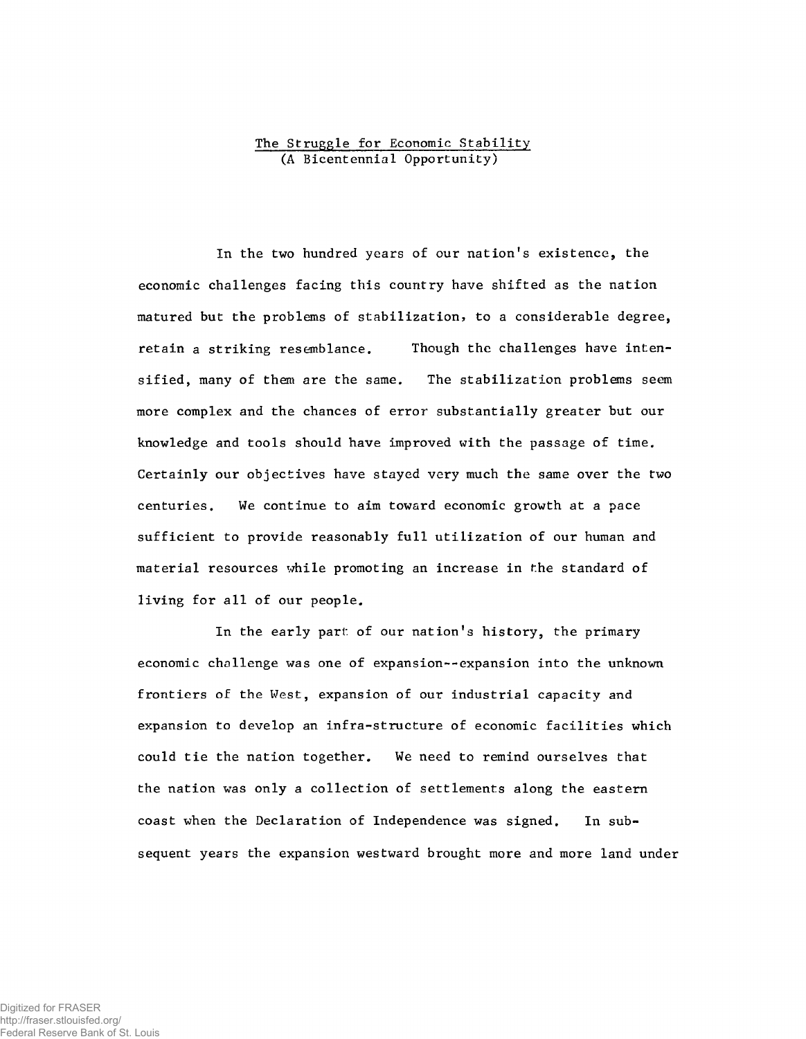# The Struggle for Economic Stability
(A Bicentennial Opportunity)

In the two hundred years of our nation's existence, the economic challenges facing this country have shifted as the nation matured but the problems of stabilization, to a considerable degree, retain a striking resemblance. Though the challenges have intensified, many of them are the same. The stabilization problems seem more complex and the chances of error substantially greater but our knowledge and tools should have improved with the passage of time. Certainly our objectives have stayed very much the same over the two centuries. We continue to aim toward economic growth at a pace sufficient to provide reasonably full utilization of our human and material resources while promoting an increase in the standard of living for all of our people.

In the early part of our nation's history, the primary economic challenge was one of expansion--expansion into the unknown frontiers of the West, expansion of our industrial capacity and expansion to develop an infra-structure of economic facilities which could tie the nation together. We need to remind ourselves that the nation was only a collection of settlements along the eastern coast when the Declaration of Independence was signed. In subsequent years the expansion westward brought more and more land under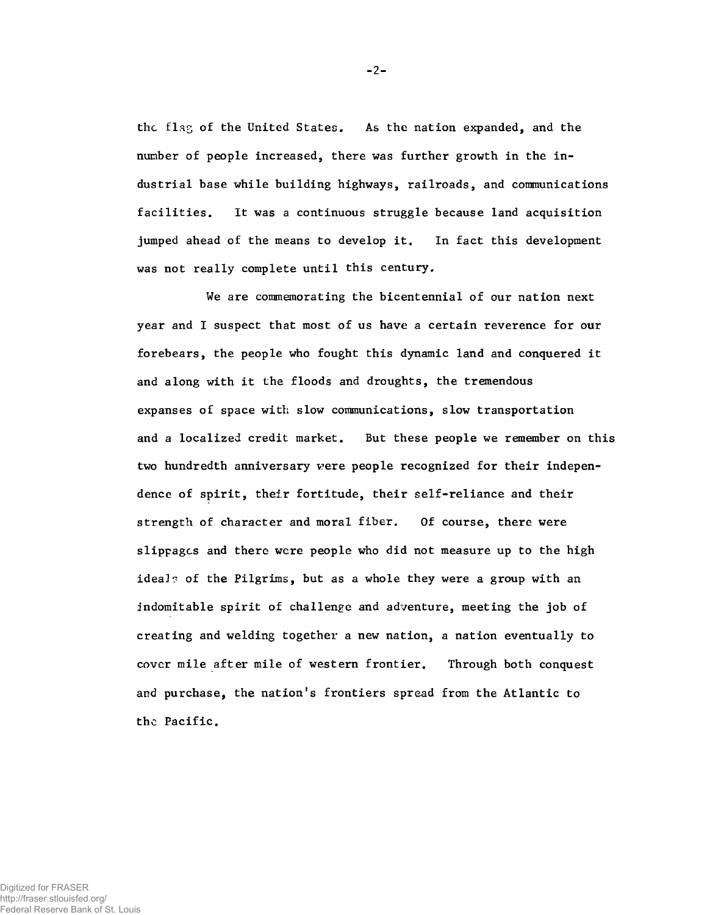the flag of the United States. As the nation expanded, and the number of people increased, there was further growth in the industrial base while building highways, railroads, and communications facilities. It was a continuous struggle because land acquisition jumped ahead of the means to develop it. In fact this development was not really complete until this century.

We are commemorating the bicentennial of our nation next year and I suspect that most of us have a certain reverence for our forebears, the people who fought this dynamic land and conquered it and along with it the floods and droughts, the tremendous expanses of space with slow communications, slow transportation and a localized credit market. But these people we remember on this two hundredth anniversary were people recognized for their independence of spirit, their fortitude, their self-reliance and their strength of character and moral fiber. Of course, there were slippages and there were people who did not measure up to the high ideals of the Pilgrims, but as a whole they were a group with an indomitable spirit of challenge and adventure, meeting the job of creating and welding together a new nation, a nation eventually to cover mile after mile of western frontier. Through both conquest and purchase, the nation's frontiers spread from the Atlantic to the Pacific.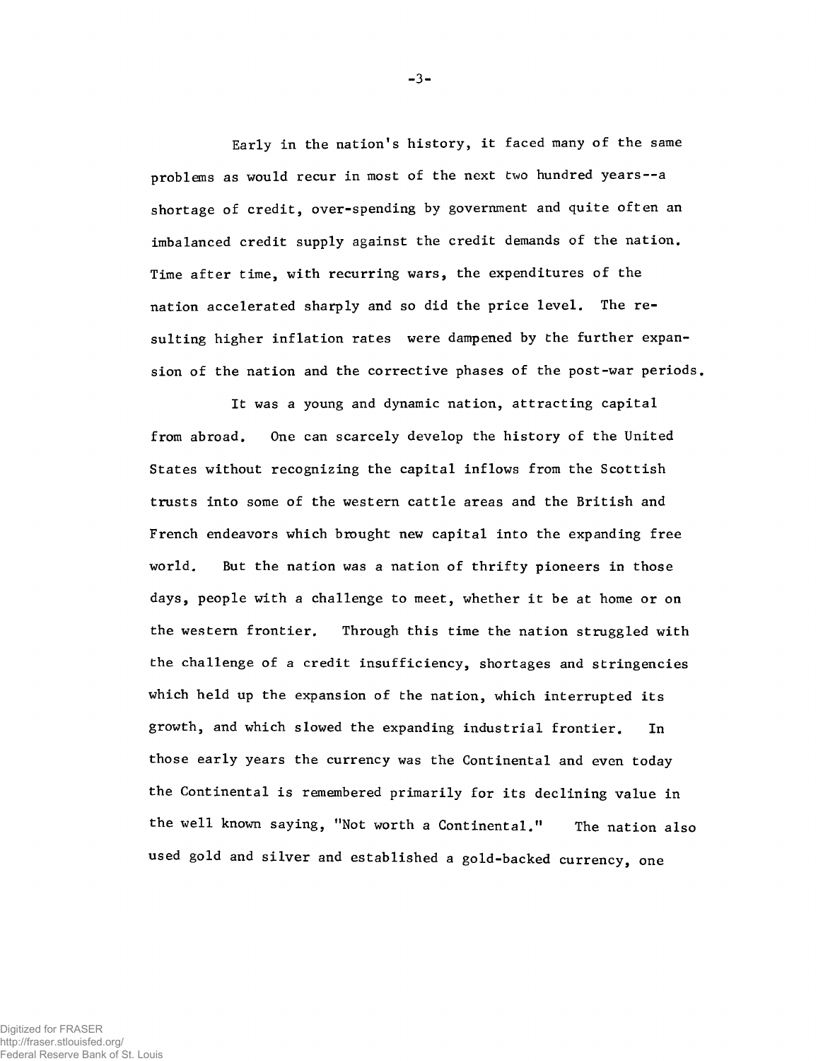Early in the nation's history, it faced many of the same problems as would recur in most of the next two hundred years--a shortage of credit, over-spending by government and quite often an imbalanced credit supply against the credit demands of the nation. Time after time, with recurring wars, the expenditures of the nation accelerated sharply and so did the price level. The resulting higher inflation rates were dampened by the further expansion of the nation and the corrective phases of the post-war periods.

It was a young and dynamic nation, attracting capital from abroad. One can scarcely develop the history of the United States without recognizing the capital inflows from the Scottish trusts into some of the western cattle areas and the British and French endeavors which brought new capital into the expanding free world. But the nation was a nation of thrifty pioneers in those days, people with a challenge to meet, whether it be at home or on the western frontier. Through this time the nation struggled with the challenge of a credit insufficiency, shortages and stringencies which held up the expansion of the nation, which interrupted its growth, and which slowed the expanding industrial frontier. In those early years the currency was the Continental and even today the Continental is remembered primarily for its declining value in the well known saying, "Not worth a Continental." The nation also used gold and silver and established a gold-backed currency, one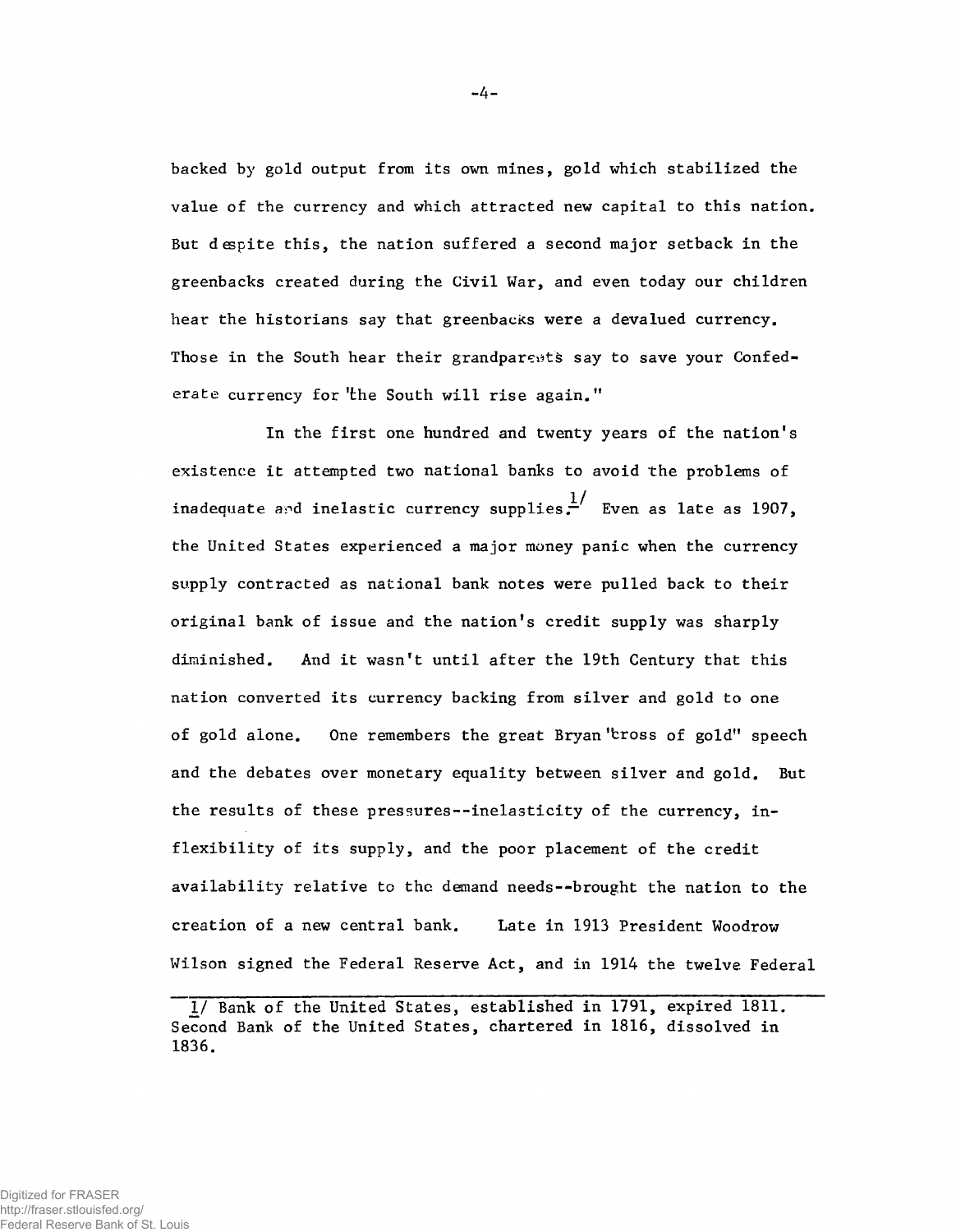backed by gold output from its own mines, gold which stabilized the value of the currency and which attracted new capital to this nation. But despite this, the nation suffered a second major setback in the greenbacks created during the Civil War, and even today our children hear the historians say that greenbacks were a devalued currency. Those in the South hear their grandparents say to save your Confederate currency for "the South will rise again."

In the first one hundred and twenty years of the nation's existence it attempted two national banks to avoid the problems of inadequate and inelastic currency supplies.[1] Even as late as 1907, the United States experienced a major money panic when the currency supply contracted as national bank notes were pulled back to their original bank of issue and the nation's credit supply was sharply diminished. And it wasn't until after the 19th Century that this nation converted its currency backing from silver and gold to one of gold alone. One remembers the great Bryan "cross of gold" speech and the debates over monetary equality between silver and gold. But the results of these pressures--inelasticity of the currency, inflexibility of its supply, and the poor placement of the credit availability relative to the demand needs--brought the nation to the creation of a new central bank. Late in 1913 President Woodrow Wilson signed the Federal Reserve Act, and in 1914 the twelve Federal

---

1/ Bank of the United States, established in 1791, expired 1811. Second Bank of the United States, chartered in 1816, dissolved in 1836.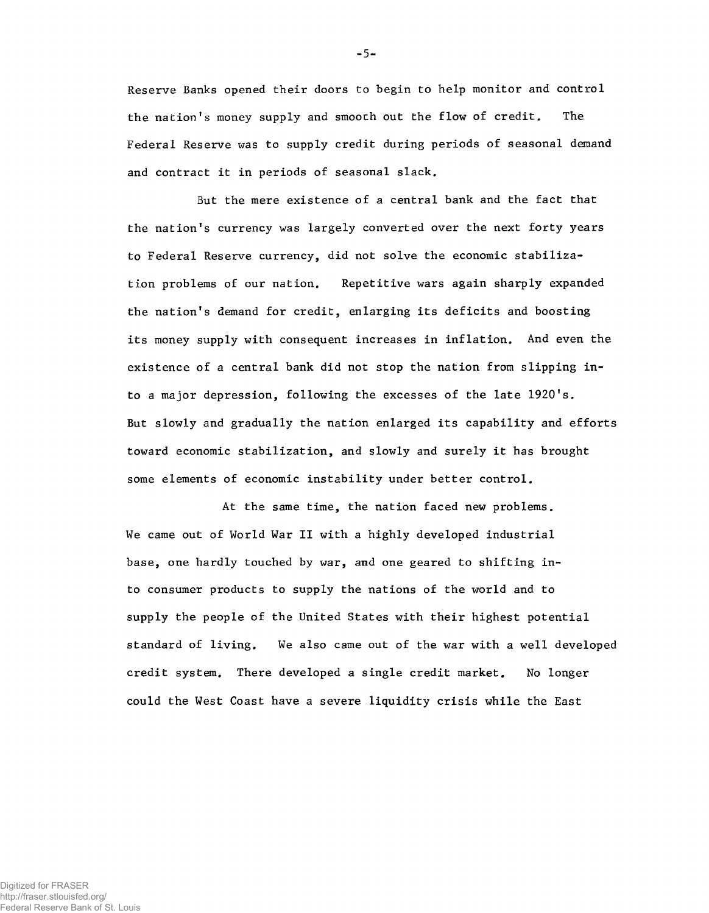Reserve Banks opened their doors to begin to help monitor and control the nation's money supply and smooth out the flow of credit. The Federal Reserve was to supply credit during periods of seasonal demand and contract it in periods of seasonal slack.

But the mere existence of a central bank and the fact that the nation's currency was largely converted over the next forty years to Federal Reserve currency, did not solve the economic stabilization problems of our nation. Repetitive wars again sharply expanded the nation's demand for credit, enlarging its deficits and boosting its money supply with consequent increases in inflation. And even the existence of a central bank did not stop the nation from slipping into a major depression, following the excesses of the late 1920's. But slowly and gradually the nation enlarged its capability and efforts toward economic stabilization, and slowly and surely it has brought some elements of economic instability under better control.

At the same time, the nation faced new problems. We came out of World War II with a highly developed industrial base, one hardly touched by war, and one geared to shifting into consumer products to supply the nations of the world and to supply the people of the United States with their highest potential standard of living. We also came out of the war with a well developed credit system. There developed a single credit market. No longer could the West Coast have a severe liquidity crisis while the East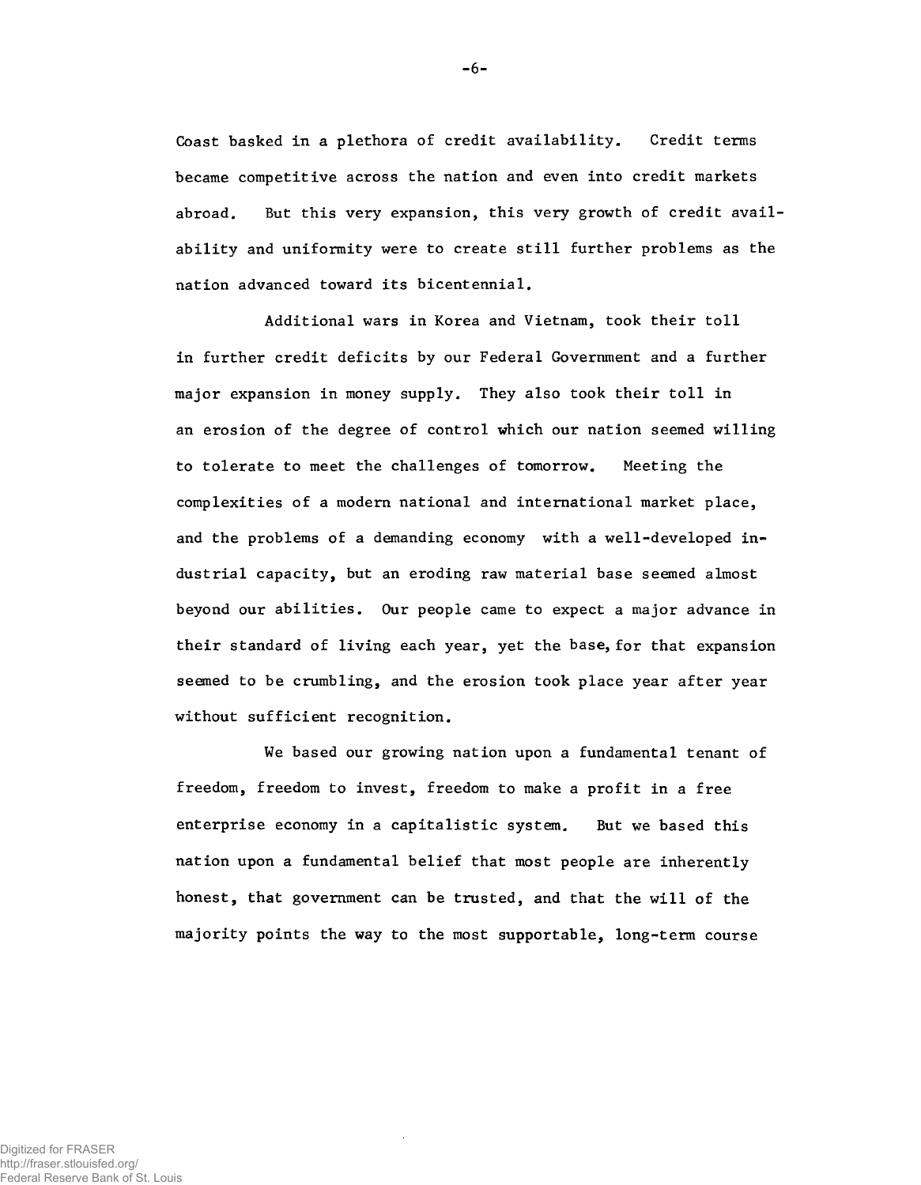Coast basked in a plethora of credit availability. Credit terms became competitive across the nation and even into credit markets abroad. But this very expansion, this very growth of credit availability and uniformity were to create still further problems as the nation advanced toward its bicentennial.

Additional wars in Korea and Vietnam, took their toll in further credit deficits by our Federal Government and a further major expansion in money supply. They also took their toll in an erosion of the degree of control which our nation seemed willing to tolerate to meet the challenges of tomorrow. Meeting the complexities of a modern national and international market place, and the problems of a demanding economy with a well-developed industrial capacity, but an eroding raw material base seemed almost beyond our abilities. Our people came to expect a major advance in their standard of living each year, yet the base, for that expansion seemed to be crumbling, and the erosion took place year after year without sufficient recognition.

We based our growing nation upon a fundamental tenant of freedom, freedom to invest, freedom to make a profit in a free enterprise economy in a capitalistic system. But we based this nation upon a fundamental belief that most people are inherently honest, that government can be trusted, and that the will of the majority points the way to the most supportable, long-term course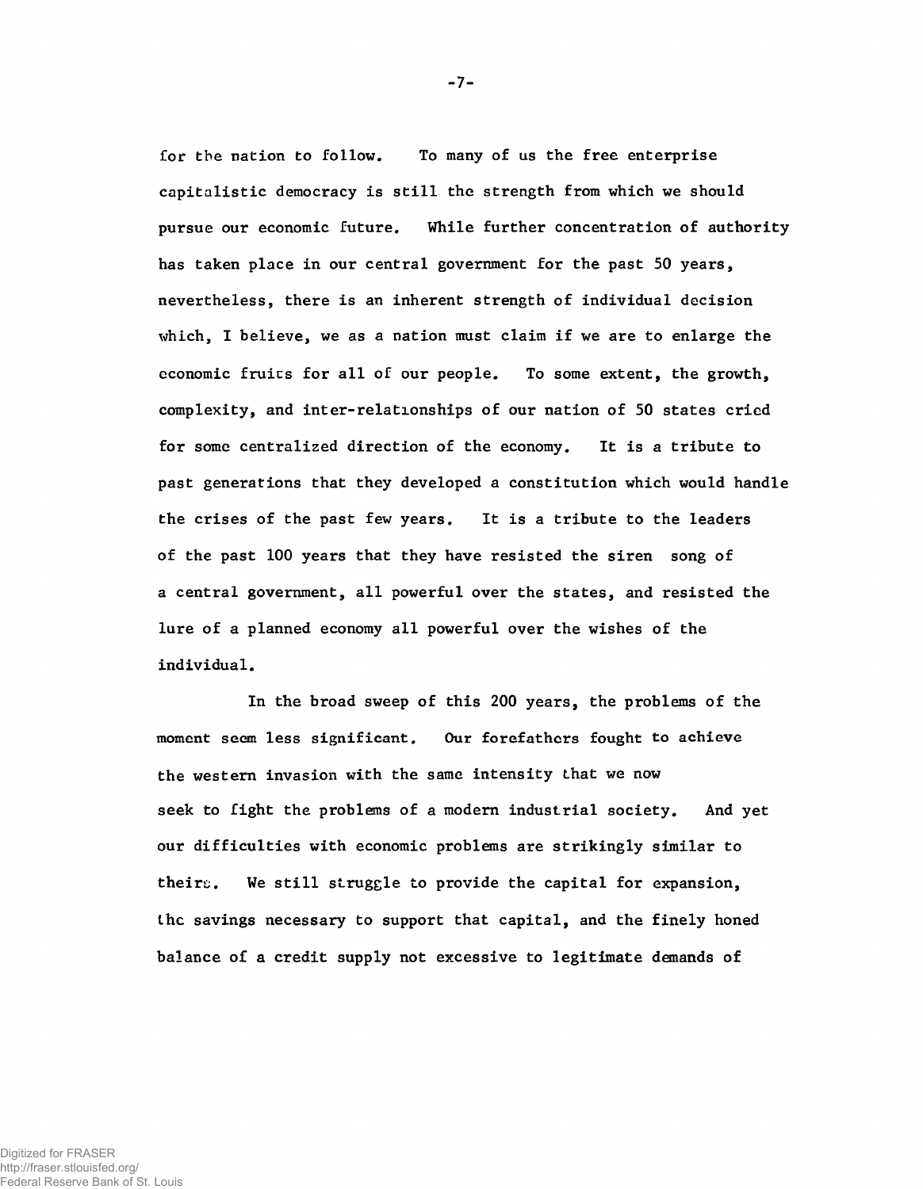for the nation to follow. To many of us the free enterprise capitalistic democracy is still the strength from which we should pursue our economic future. While further concentration of authority has taken place in our central government for the past 50 years, nevertheless, there is an inherent strength of individual decision which, I believe, we as a nation must claim if we are to enlarge the economic fruits for all of our people. To some extent, the growth, complexity, and inter-relationships of our nation of 50 states cried for some centralized direction of the economy. It is a tribute to past generations that they developed a constitution which would handle the crises of the past few years. It is a tribute to the leaders of the past 100 years that they have resisted the siren song of a central government, all powerful over the states, and resisted the lure of a planned economy all powerful over the wishes of the individual.

In the broad sweep of this 200 years, the problems of the moment seem less significant. Our forefathers fought to achieve the western invasion with the same intensity that we now seek to fight the problems of a modern industrial society. And yet our difficulties with economic problems are strikingly similar to theirs. We still struggle to provide the capital for expansion, the savings necessary to support that capital, and the finely honed balance of a credit supply not excessive to legitimate demands of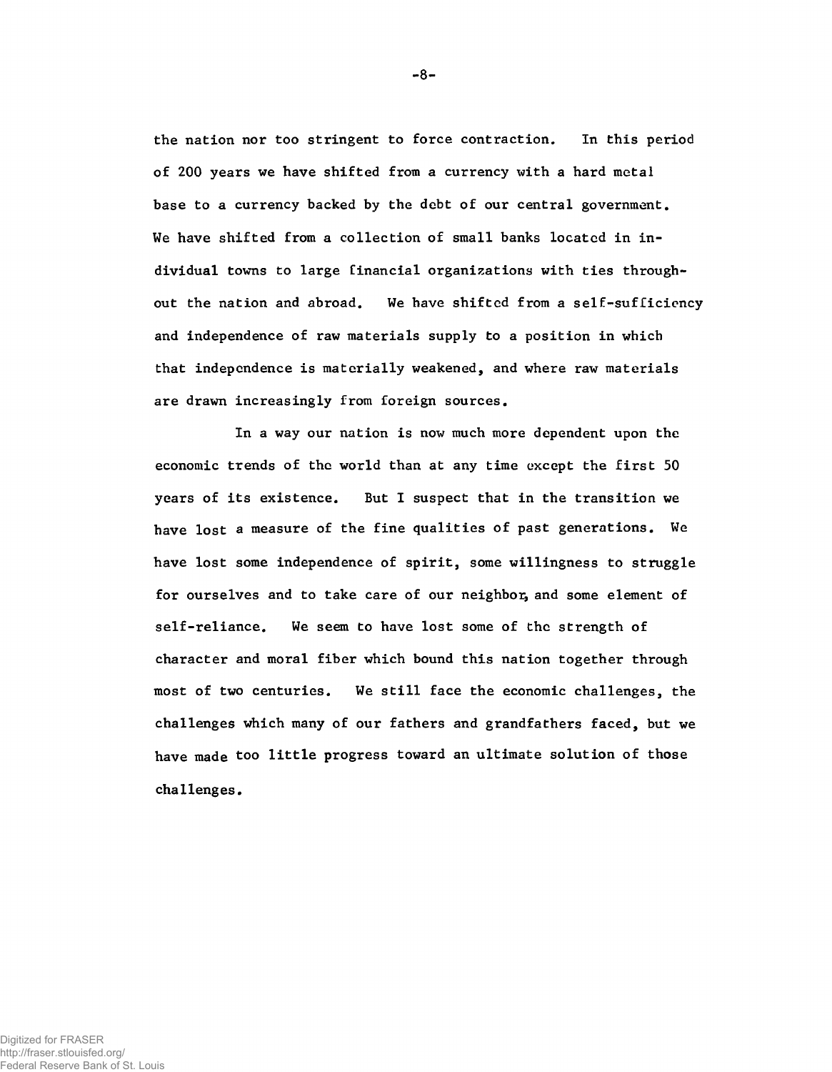the nation nor too stringent to force contraction. In this period of 200 years we have shifted from a currency with a hard metal base to a currency backed by the debt of our central government. We have shifted from a collection of small banks located in individual towns to large financial organizations with ties throughout the nation and abroad. We have shifted from a self-sufficiency and independence of raw materials supply to a position in which that independence is materially weakened, and where raw materials are drawn increasingly from foreign sources.

In a way our nation is now much more dependent upon the economic trends of the world than at any time except the first 50 years of its existence. But I suspect that in the transition we have lost a measure of the fine qualities of past generations. We have lost some independence of spirit, some willingness to struggle for ourselves and to take care of our neighbor, and some element of self-reliance. We seem to have lost some of the strength of character and moral fiber which bound this nation together through most of two centuries. We still face the economic challenges, the challenges which many of our fathers and grandfathers faced, but we have made too little progress toward an ultimate solution of those challenges.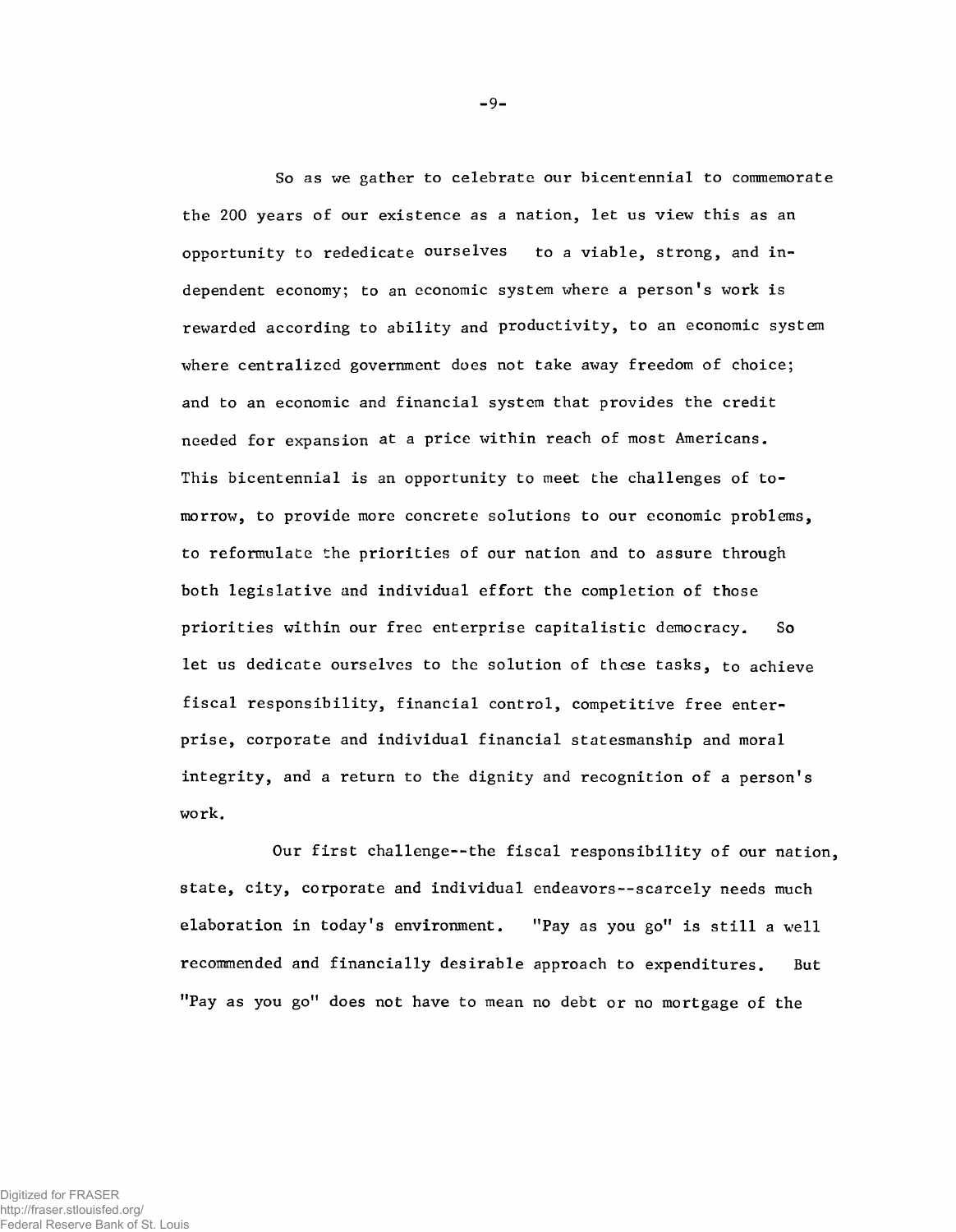So as we gather to celebrate our bicentennial to commemorate the 200 years of our existence as a nation, let us view this as an opportunity to rededicate ourselves to a viable, strong, and independent economy; to an economic system where a person's work is rewarded according to ability and productivity, to an economic system where centralized government does not take away freedom of choice; and to an economic and financial system that provides the credit needed for expansion at a price within reach of most Americans. This bicentennial is an opportunity to meet the challenges of tomorrow, to provide more concrete solutions to our economic problems, to reformulate the priorities of our nation and to assure through both legislative and individual effort the completion of those priorities within our free enterprise capitalistic democracy. So let us dedicate ourselves to the solution of these tasks, to achieve fiscal responsibility, financial control, competitive free enterprise, corporate and individual financial statesmanship and moral integrity, and a return to the dignity and recognition of a person's work.

Our first challenge--the fiscal responsibility of our nation, state, city, corporate and individual endeavors--scarcely needs much elaboration in today's environment. "Pay as you go" is still a well recommended and financially desirable approach to expenditures. But "Pay as you go" does not have to mean no debt or no mortgage of the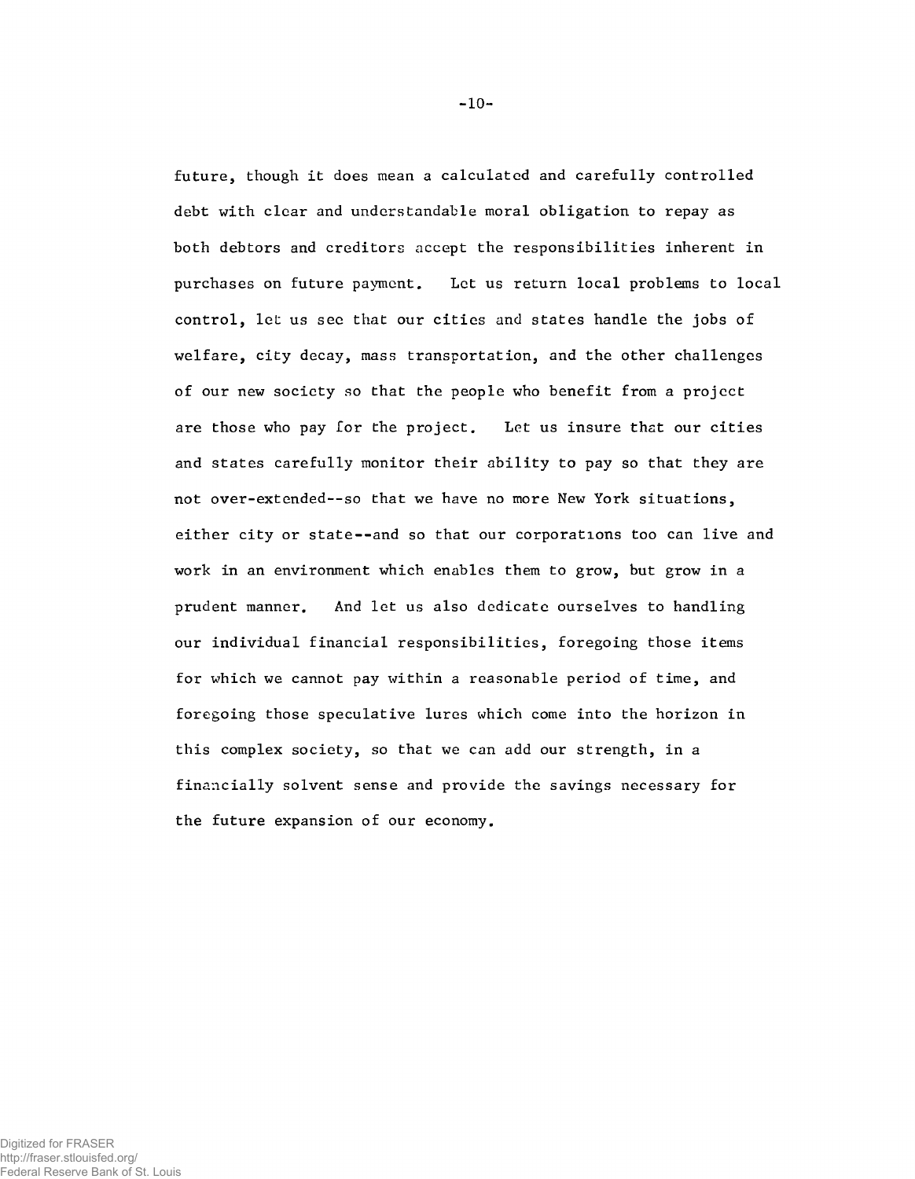future, though it does mean a calculated and carefully controlled debt with clear and understandable moral obligation to repay as both debtors and creditors accept the responsibilities inherent in purchases on future payment. Let us return local problems to local control, let us see that our cities and states handle the jobs of welfare, city decay, mass transportation, and the other challenges of our new society so that the people who benefit from a project are those who pay for the project. Let us insure that our cities and states carefully monitor their ability to pay so that they are not over-extended--so that we have no more New York situations, either city or state--and so that our corporations too can live and work in an environment which enables them to grow, but grow in a prudent manner. And let us also dedicate ourselves to handling our individual financial responsibilities, foregoing those items for which we cannot pay within a reasonable period of time, and foregoing those speculative lures which come into the horizon in this complex society, so that we can add our strength, in a financially solvent sense and provide the savings necessary for the future expansion of our economy.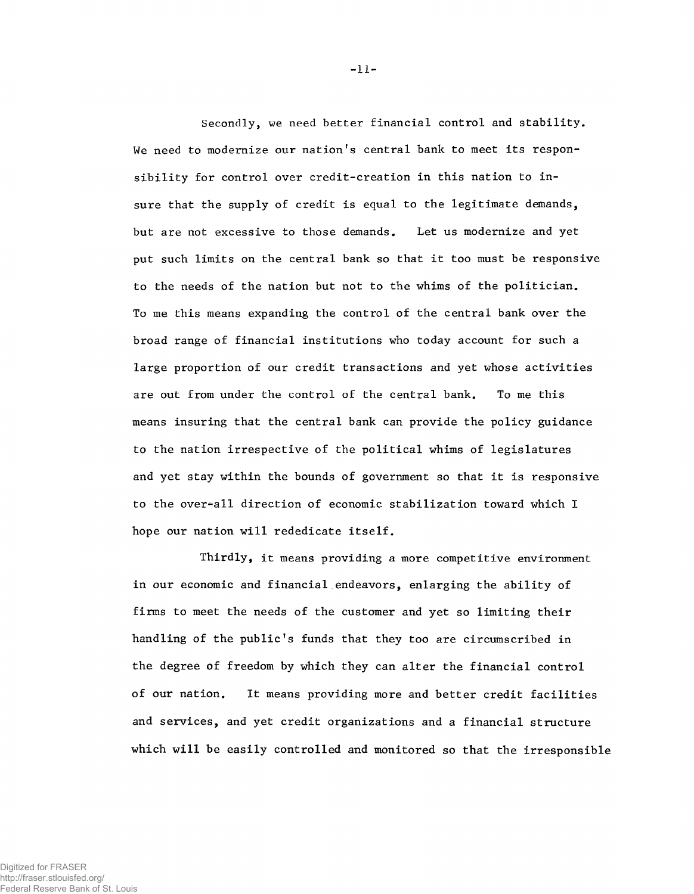Secondly, we need better financial control and stability. We need to modernize our nation's central bank to meet its responsibility for control over credit-creation in this nation to insure that the supply of credit is equal to the legitimate demands, but are not excessive to those demands. Let us modernize and yet put such limits on the central bank so that it too must be responsive to the needs of the nation but not to the whims of the politician. To me this means expanding the control of the central bank over the broad range of financial institutions who today account for such a large proportion of our credit transactions and yet whose activities are out from under the control of the central bank. To me this means insuring that the central bank can provide the policy guidance to the nation irrespective of the political whims of legislatures and yet stay within the bounds of government so that it is responsive to the over-all direction of economic stabilization toward which I hope our nation will rededicate itself.

Thirdly, it means providing a more competitive environment in our economic and financial endeavors, enlarging the ability of firms to meet the needs of the customer and yet so limiting their handling of the public's funds that they too are circumscribed in the degree of freedom by which they can alter the financial control of our nation. It means providing more and better credit facilities and services, and yet credit organizations and a financial structure which will be easily controlled and monitored so that the irresponsible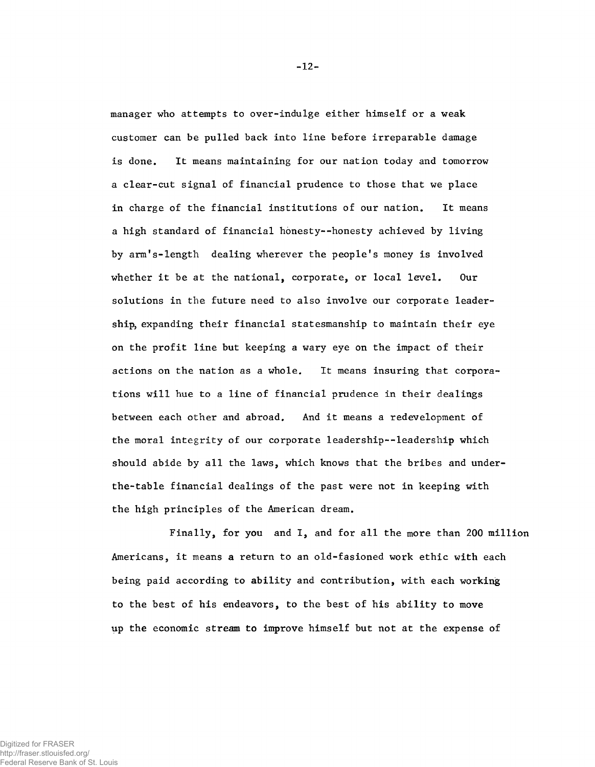manager who attempts to over-indulge either himself or a weak customer can be pulled back into line before irreparable damage is done. It means maintaining for our nation today and tomorrow a clear-cut signal of financial prudence to those that we place in charge of the financial institutions of our nation. It means a high standard of financial honesty--honesty achieved by living by arm's-length dealing wherever the people's money is involved whether it be at the national, corporate, or local level. Our solutions in the future need to also involve our corporate leadership, expanding their financial statesmanship to maintain their eye on the profit line but keeping a wary eye on the impact of their actions on the nation as a whole. It means insuring that corporations will hue to a line of financial prudence in their dealings between each other and abroad. And it means a redevelopment of the moral integrity of our corporate leadership--leadership which should abide by all the laws, which knows that the bribes and under-the-table financial dealings of the past were not in keeping with the high principles of the American dream.

Finally, for you and I, and for all the more than 200 million Americans, it means a return to an old-fasioned work ethic with each being paid according to ability and contribution, with each working to the best of his endeavors, to the best of his ability to move up the economic stream to improve himself but not at the expense of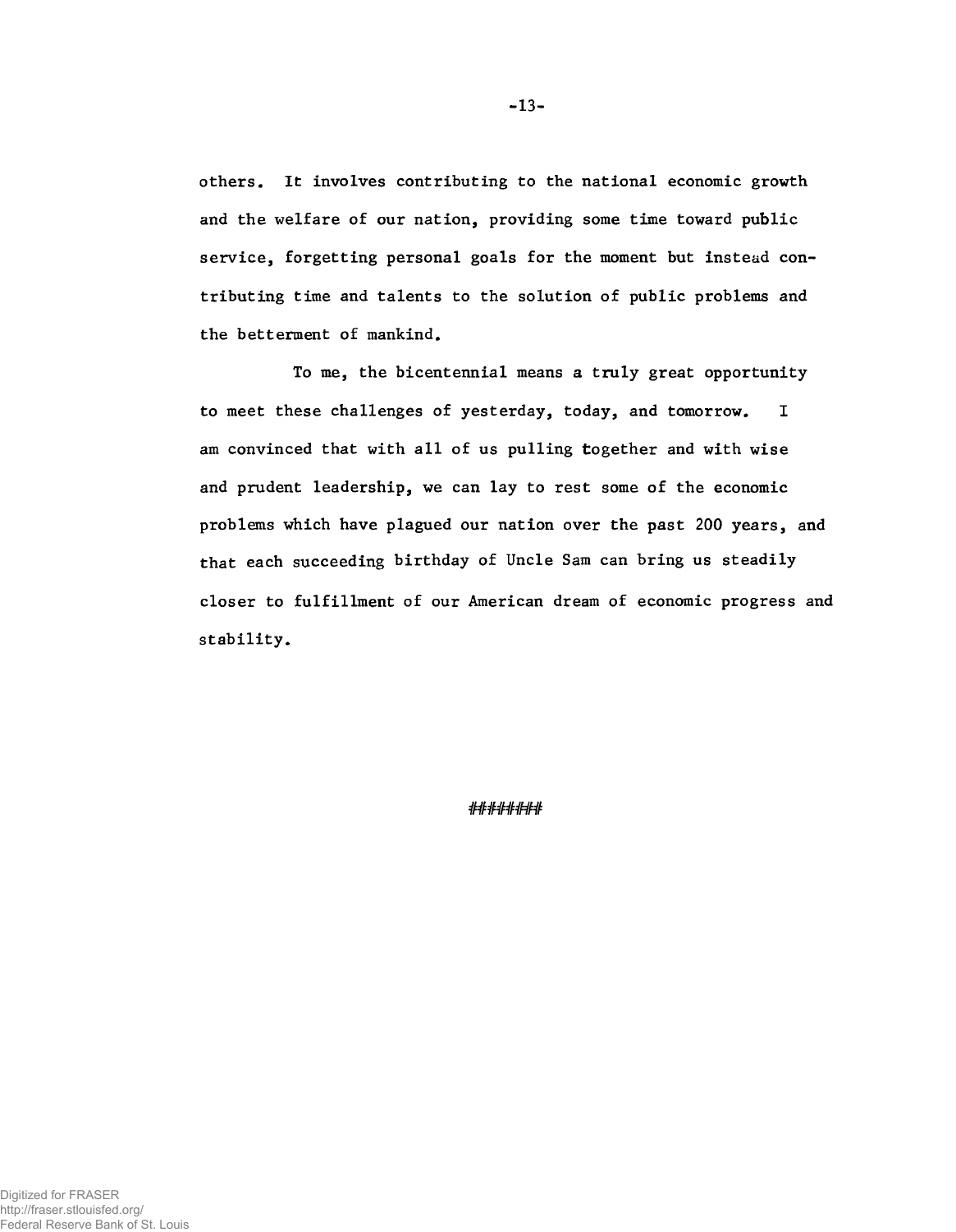others. It involves contributing to the national economic growth and the welfare of our nation, providing some time toward public service, forgetting personal goals for the moment but instead contributing time and talents to the solution of public problems and the betterment of mankind.

To me, the bicentennial means a truly great opportunity to meet these challenges of yesterday, today, and tomorrow. I am convinced that with all of us pulling together and with wise and prudent leadership, we can lay to rest some of the economic problems which have plagued our nation over the past 200 years, and that each succeeding birthday of Uncle Sam can bring us steadily closer to fulfillment of our American dream of economic progress and stability.

########